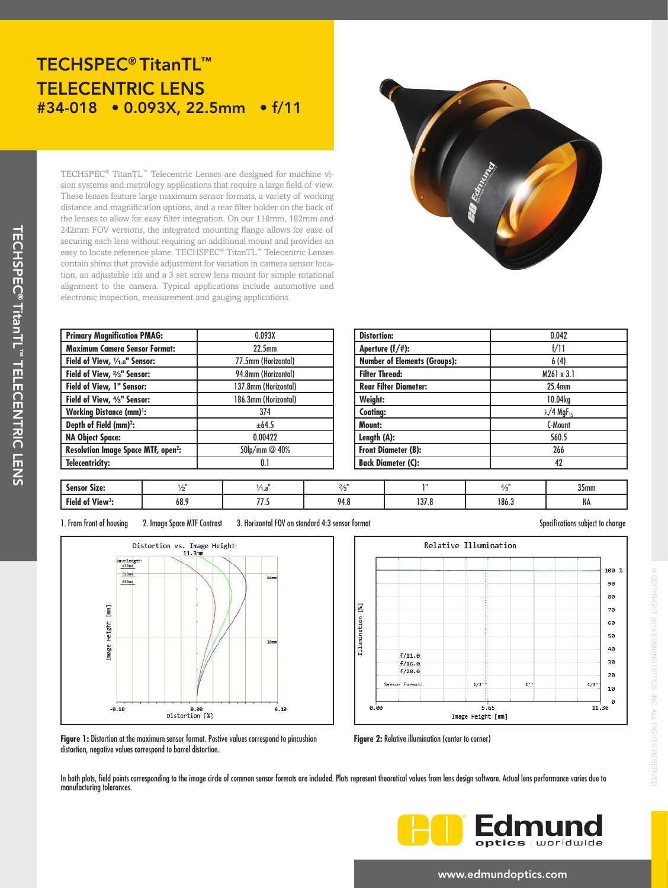# TECHSPEC® TitanTL™ TELECENTRIC LENS

## #34-018 • 0.093X, 22.5mm • f/11

TECHSPEC® TitanTL™ Telecentric Lenses are designed for machine vision systems and metrology applications that require a large field of view. These lenses feature large maximum sensor formats, a variety of working distance and magnification options, and a rear filter holder on the back of the lenses to allow for easy filter integration. On our 118mm, 182mm and 242mm FOV versions, the integrated mounting flange allows for ease of securing each lens without requiring an additional mount and provides an easy to locate reference plane. TECHSPEC® TitanTL™ Telecentric Lenses contain shims that provide adjustment for variation in camera sensor location, an adjustable iris and a 3 set screw lens mount for simple rotational alignment to the camera. Typical applications include automotive and electronic inspection, measurement and gauging applications.

| | |
|---|---|
| **Primary Magnification PMAG:** | 0.093X |
| **Maximum Camera Sensor Format:** | 22.5mm |
| **Field of View, 1/1.8" Sensor:** | 77.5mm (Horizontal) |
| **Field of View, 2/3" Sensor:** | 94.8mm (Horizontal) |
| **Field of View, 1" Sensor:** | 137.8mm (Horizontal) |
| **Field of View, 4/3" Sensor:** | 186.3mm (Horizontal) |
| **Working Distance (mm)[1]:** | 374 |
| **Depth of Field (mm)[2]:** | ±64.5 |
| **NA Object Space:** | 0.00422 |
| **Resolution Image Space MTF, open[2]:** | 50lp/mm @ 40% |
| **Telecentricity:** | 0.1 |

| | |
|---|---|
| **Distortion:** | 0.042 |
| **Aperture (f/#):** | f/11 |
| **Number of Elements (Groups):** | 6 (4) |
| **Filter Thread:** | M261 x 3.1 |
| **Rear Filter Diameter:** | 25.4mm |
| **Weight:** | 10.04kg |
| **Coating:** | $\lambda/4$ $MgF_2$ |
| **Mount:** | C-Mount |
| **Length (A):** | 560.5 |
| **Front Diameter (B):** | 266 |
| **Back Diameter (C):** | 42 |

| **Sensor Size:** | 1/2" | 1/1.8" | 2/3" | 1" | 4/3" | 35mm |
|---|---|---|---|---|---|---|
| **Field of View[3]:** | 68.9 | 77.5 | 94.8 | 137.8 | 186.3 | NA |

1. From front of housing 2. Image Space MTF Contrast 3. Horizontal FOV on standard 4:3 sensor format

Specifications subject to change

**Figure 1:** Distortion at the maximum sensor format. Postive values correspond to pincushion distortion, negative values correspond to barrel distortion.

**Figure 2:** Relative illumination (center to corner)

In both plots, field points corresponding to the image circle of common sensor formats are included. Plots represent theoretical values from lens design software. Actual lens performance varies due to manufacturing tolerances.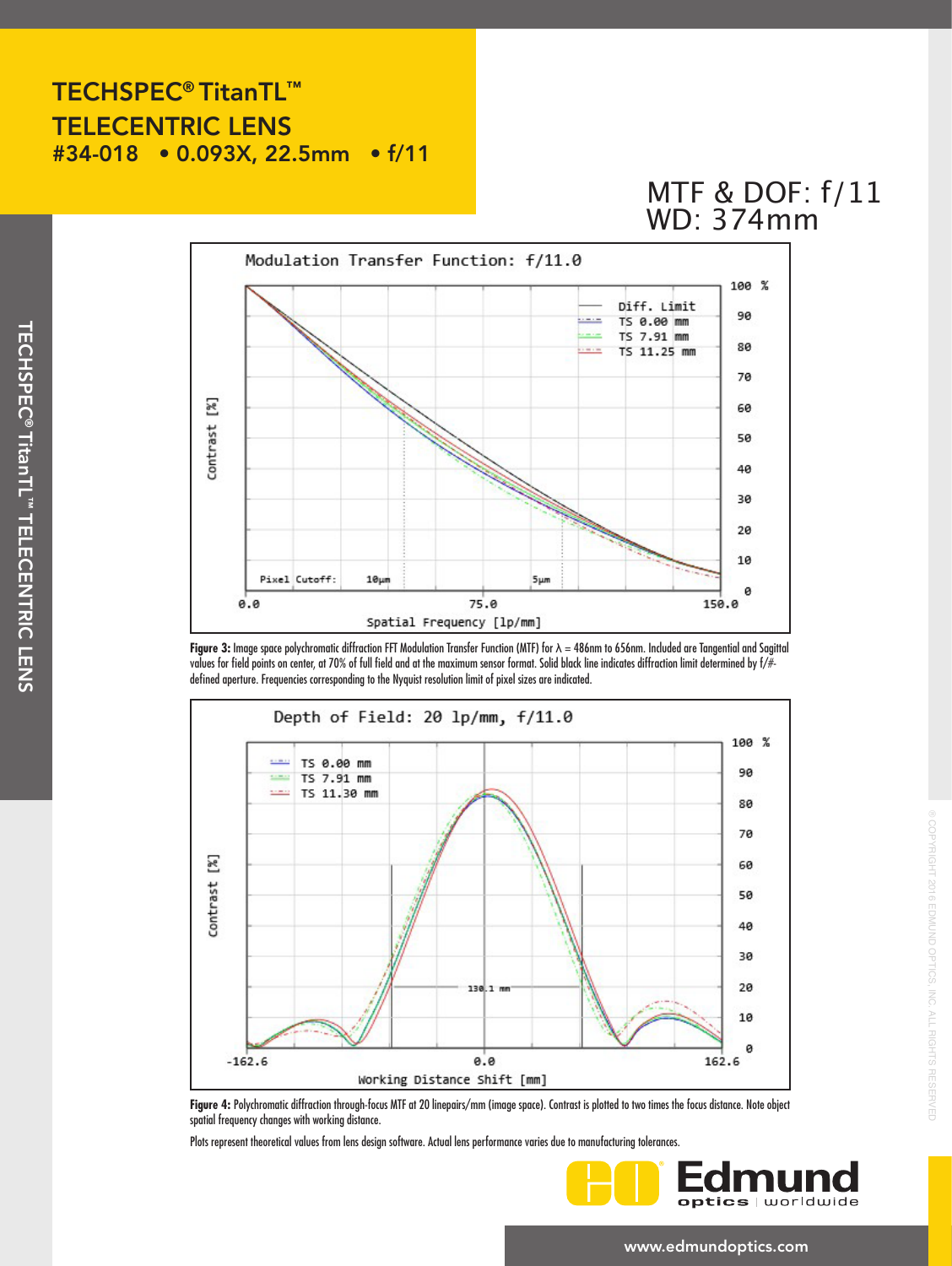# TECHSPEC® TitanTL™ TELECENTRIC LENS

## #34-018 • 0.093X, 22.5mm • f/11

## MTF & DOF: f/11 WD: 374mm

**Figure 3:** Image space polychromatic diffraction FFT Modulation Transfer Function (MTF) for $\lambda$ = 486nm to 656nm. Included are Tangential and Sagittal values for field points on center, at 70% of full field and at the maximum sensor format. Solid black line indicates diffraction limit determined by f/#-defined aperture. Frequencies corresponding to the Nyquist resolution limit of pixel sizes are indicated.

**Figure 4:** Polychromatic diffraction through-focus MTF at 20 linepairs/mm (image space). Contrast is plotted to two times the focus distance. Note object spatial frequency changes with working distance.

Plots represent theoretical values from lens design software. Actual lens performance varies due to manufacturing tolerances.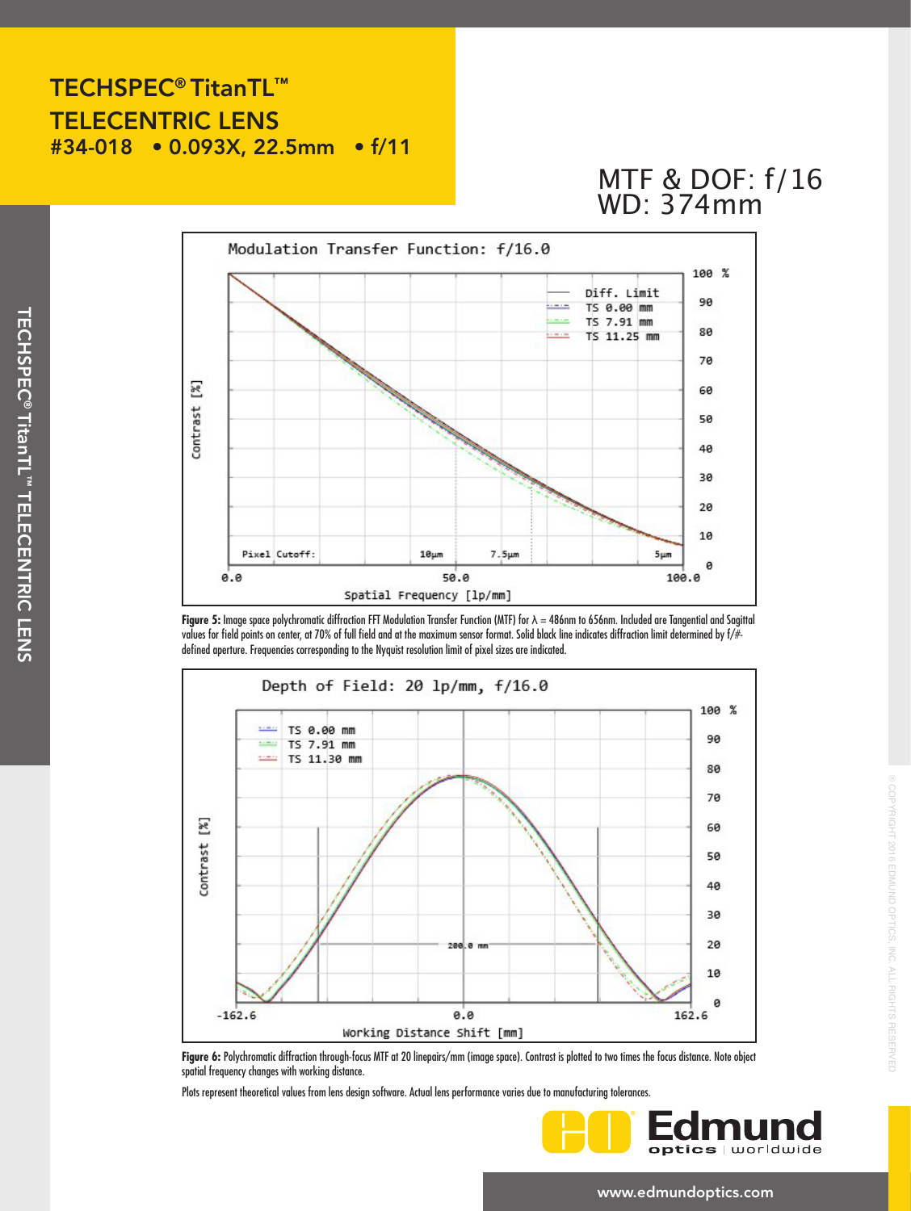# TECHSPEC® TitanTL™ TELECENTRIC LENS

## #34-018 • 0.093X, 22.5mm • f/11

## MTF & DOF: f/16 WD: 374mm

Modulation Transfer Function: f/16.0

Diff. Limit
TS 0.00 mm
TS 7.91 mm
TS 11.25 mm

100 %
90
80
70
60
50
40
30
20
10
0

Contrast [%]

Pixel Cutoff: 10µm 7.5µm 5µm

0.0
50.0
100.0

Spatial Frequency [lp/mm]

**Figure 5:** Image space polychromatic diffraction FFT Modulation Transfer Function (MTF) for λ = 486nm to 656nm. Included are Tangential and Sagittal values for field points on center, at 70% of full field and at the maximum sensor format. Solid black line indicates diffraction limit determined by f/#-defined aperture. Frequencies corresponding to the Nyquist resolution limit of pixel sizes are indicated.

Depth of Field: 20 lp/mm, f/16.0

TS 0.00 mm
TS 7.91 mm
TS 11.30 mm

100 %
90
80
70
60
50
40
30
20
10
0

Contrast [%]

200.0 mm

-162.6
0.0
162.6

Working Distance Shift [mm]

**Figure 6:** Polychromatic diffraction through-focus MTF at 20 linepairs/mm (image space). Contrast is plotted to two times the focus distance. Note object spatial frequency changes with working distance.

Plots represent theoretical values from lens design software. Actual lens performance varies due to manufacturing tolerances.

© COPYRIGHT 2016 EDMUND OPTICS, INC. ALL RIGHTS RESERVED

Edmund optics | worldwide

www.edmundoptics.com